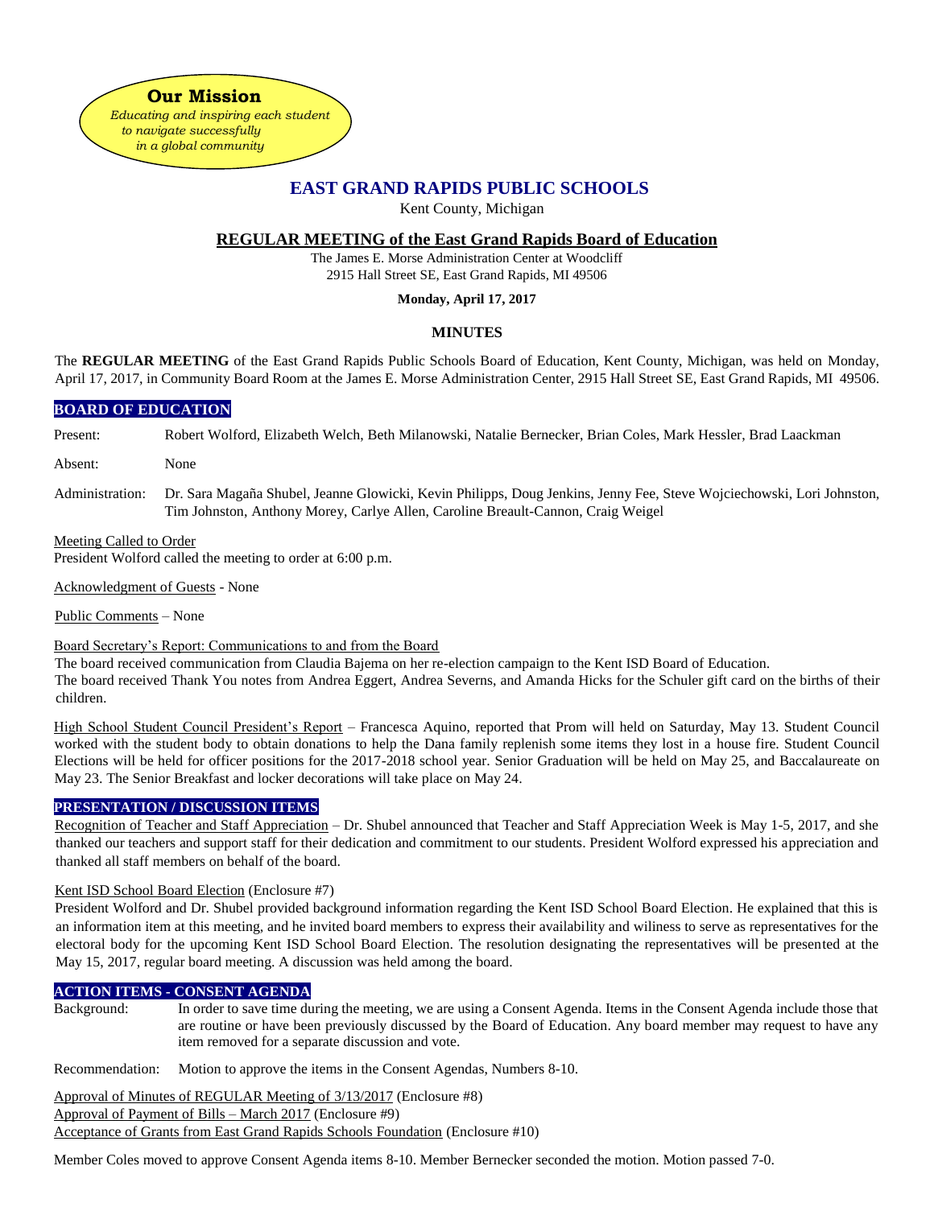**Our Mission**

*Educating and inspiring each student to navigate successfully in a global community*

# EAST GRAND RAPIDS PUBLIC SCHOOLS

Kent County, Michigan

## REGULAR MEETING of the East Grand Rapids Board of Education

The James E. Morse Administration Center at Woodcliff
2915 Hall Street SE, East Grand Rapids, MI 49506

**Monday, April 17, 2017**

### MINUTES

The **REGULAR MEETING** of the East Grand Rapids Public Schools Board of Education, Kent County, Michigan, was held on Monday, April 17, 2017, in Community Board Room at the James E. Morse Administration Center, 2915 Hall Street SE, East Grand Rapids, MI 49506.

### BOARD OF EDUCATION

Present: Robert Wolford, Elizabeth Welch, Beth Milanowski, Natalie Bernecker, Brian Coles, Mark Hessler, Brad Laackman

Absent: None

Administration: Dr. Sara Magaña Shubel, Jeanne Glowicki, Kevin Philipps, Doug Jenkins, Jenny Fee, Steve Wojciechowski, Lori Johnston, Tim Johnston, Anthony Morey, Carlye Allen, Caroline Breault-Cannon, Craig Weigel

Meeting Called to Order
President Wolford called the meeting to order at 6:00 p.m.

Acknowledgment of Guests - None

Public Comments – None

Board Secretary's Report: Communications to and from the Board
The board received communication from Claudia Bajema on her re-election campaign to the Kent ISD Board of Education.
The board received Thank You notes from Andrea Eggert, Andrea Severns, and Amanda Hicks for the Schuler gift card on the births of their children.

High School Student Council President's Report – Francesca Aquino, reported that Prom will held on Saturday, May 13. Student Council worked with the student body to obtain donations to help the Dana family replenish some items they lost in a house fire. Student Council Elections will be held for officer positions for the 2017-2018 school year. Senior Graduation will be held on May 25, and Baccalaureate on May 23. The Senior Breakfast and locker decorations will take place on May 24.

### PRESENTATION / DISCUSSION ITEMS

Recognition of Teacher and Staff Appreciation – Dr. Shubel announced that Teacher and Staff Appreciation Week is May 1-5, 2017, and she thanked our teachers and support staff for their dedication and commitment to our students. President Wolford expressed his appreciation and thanked all staff members on behalf of the board.

Kent ISD School Board Election (Enclosure #7)
President Wolford and Dr. Shubel provided background information regarding the Kent ISD School Board Election. He explained that this is an information item at this meeting, and he invited board members to express their availability and wiliness to serve as representatives for the electoral body for the upcoming Kent ISD School Board Election. The resolution designating the representatives will be presented at the May 15, 2017, regular board meeting. A discussion was held among the board.

### ACTION ITEMS - CONSENT AGENDA

Background: In order to save time during the meeting, we are using a Consent Agenda. Items in the Consent Agenda include those that are routine or have been previously discussed by the Board of Education. Any board member may request to have any item removed for a separate discussion and vote.

Recommendation: Motion to approve the items in the Consent Agendas, Numbers 8-10.

Approval of Minutes of REGULAR Meeting of 3/13/2017 (Enclosure #8)
Approval of Payment of Bills – March 2017 (Enclosure #9)
Acceptance of Grants from East Grand Rapids Schools Foundation (Enclosure #10)

Member Coles moved to approve Consent Agenda items 8-10. Member Bernecker seconded the motion. Motion passed 7-0.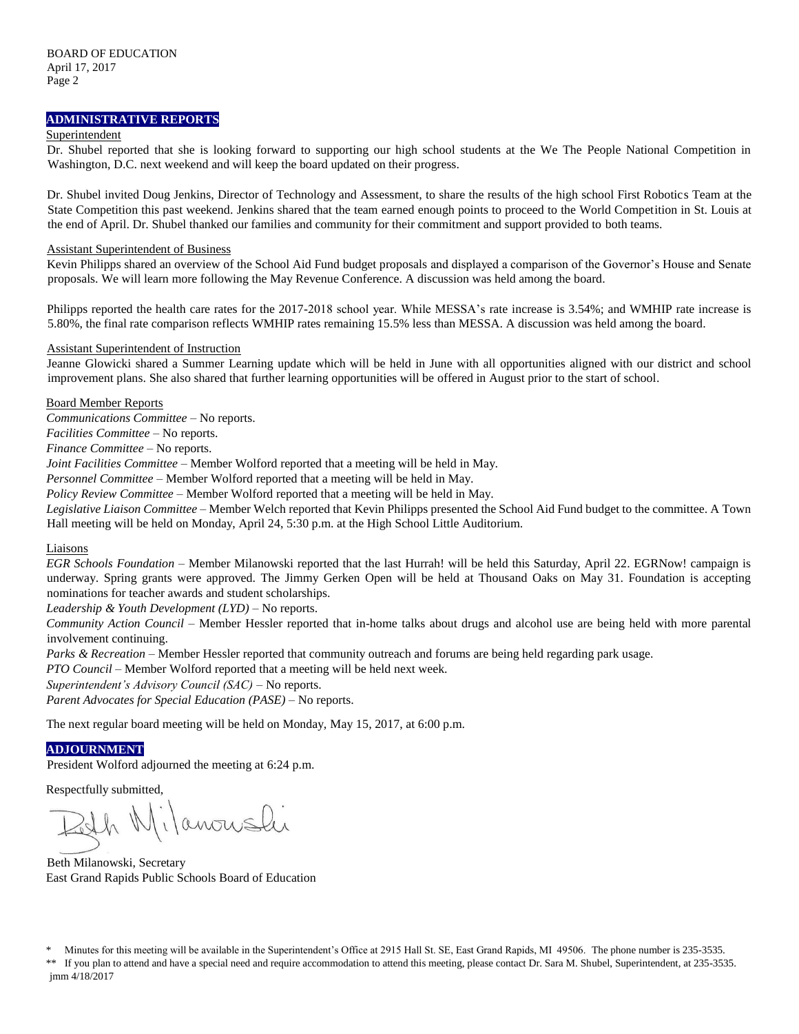## ADMINISTRATIVE REPORTS

Superintendent

Dr. Shubel reported that she is looking forward to supporting our high school students at the We The People National Competition in Washington, D.C. next weekend and will keep the board updated on their progress.

Dr. Shubel invited Doug Jenkins, Director of Technology and Assessment, to share the results of the high school First Robotics Team at the State Competition this past weekend. Jenkins shared that the team earned enough points to proceed to the World Competition in St. Louis at the end of April. Dr. Shubel thanked our families and community for their commitment and support provided to both teams.

Assistant Superintendent of Business

Kevin Philipps shared an overview of the School Aid Fund budget proposals and displayed a comparison of the Governor's House and Senate proposals. We will learn more following the May Revenue Conference. A discussion was held among the board.

Philipps reported the health care rates for the 2017-2018 school year. While MESSA's rate increase is 3.54%; and WMHIP rate increase is 5.80%, the final rate comparison reflects WMHIP rates remaining 15.5% less than MESSA. A discussion was held among the board.

Assistant Superintendent of Instruction

Jeanne Glowicki shared a Summer Learning update which will be held in June with all opportunities aligned with our district and school improvement plans. She also shared that further learning opportunities will be offered in August prior to the start of school.

Board Member Reports

*Communications Committee* – No reports.

*Facilities Committee* – No reports.

*Finance Committee* – No reports.

*Joint Facilities Committee* – Member Wolford reported that a meeting will be held in May.

*Personnel Committee* – Member Wolford reported that a meeting will be held in May.

*Policy Review Committee* – Member Wolford reported that a meeting will be held in May.

*Legislative Liaison Committee* – Member Welch reported that Kevin Philipps presented the School Aid Fund budget to the committee. A Town Hall meeting will be held on Monday, April 24, 5:30 p.m. at the High School Little Auditorium.

Liaisons

*EGR Schools Foundation* – Member Milanowski reported that the last Hurrah! will be held this Saturday, April 22. EGRNow! campaign is underway. Spring grants were approved. The Jimmy Gerken Open will be held at Thousand Oaks on May 31. Foundation is accepting nominations for teacher awards and student scholarships.

*Leadership & Youth Development (LYD)* – No reports.

*Community Action Council* – Member Hessler reported that in-home talks about drugs and alcohol use are being held with more parental involvement continuing.

*Parks & Recreation* – Member Hessler reported that community outreach and forums are being held regarding park usage.

*PTO Council* – Member Wolford reported that a meeting will be held next week.

*Superintendent's Advisory Council (SAC)* – No reports.

*Parent Advocates for Special Education (PASE)* – No reports.

The next regular board meeting will be held on Monday, May 15, 2017, at 6:00 p.m.

## ADJOURNMENT

President Wolford adjourned the meeting at 6:24 p.m.

Respectfully submitted,

Beth Milanowski

Beth Milanowski, Secretary
East Grand Rapids Public Schools Board of Education

\* Minutes for this meeting will be available in the Superintendent's Office at 2915 Hall St. SE, East Grand Rapids, MI 49506. The phone number is 235-3535.

\*\* If you plan to attend and have a special need and require accommodation to attend this meeting, please contact Dr. Sara M. Shubel, Superintendent, at 235-3535.

jmm 4/18/2017